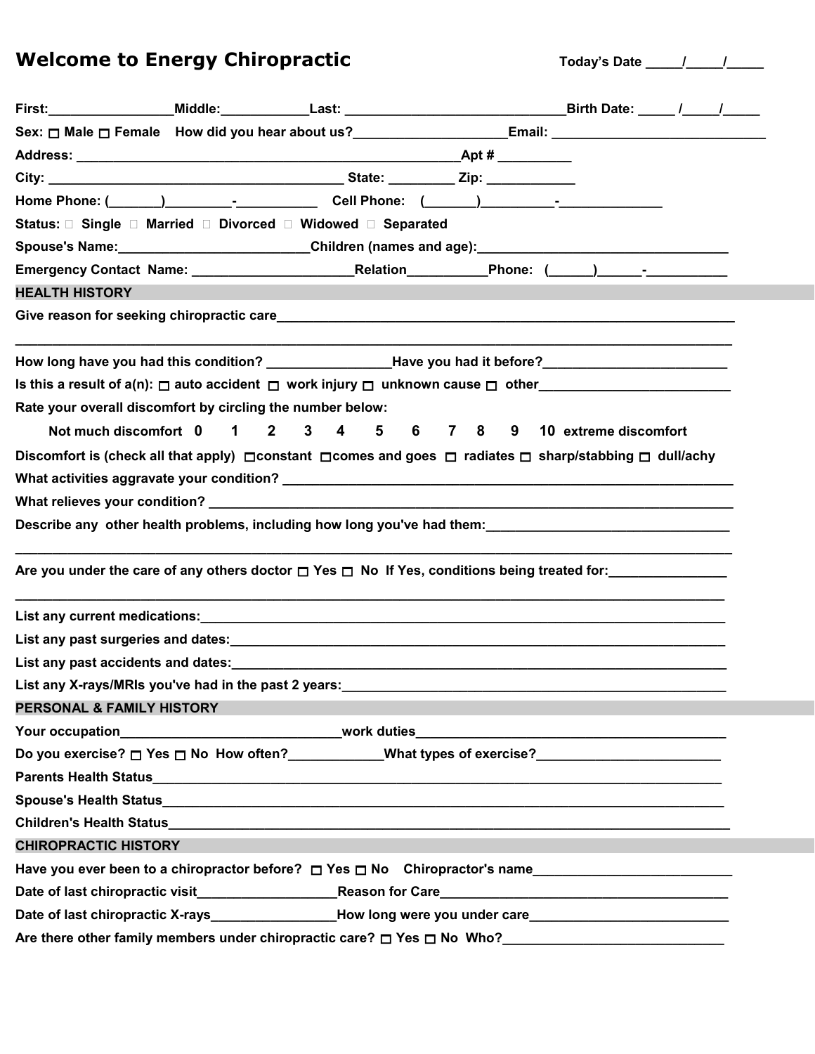# Welcome to Energy Chiropractic

**Today's Date _____/_____/_____**

**First:**_________________**Middle:**____________**Last:** ______________________________**Birth Date:** _____ /_____/_____

**Sex:** ☐ Male ☐ Female **How did you hear about us?**____________________**Email:** ____________________________

**Address:** ______________________________________________________**Apt #** __________

**City:** ________________________________________ **State:** _________ **Zip:** ____________

**Home Phone:** (_______)_________-___________ **Cell Phone:** (_______)__________-______________

**Status:** ☐ Single ☐ Married ☐ Divorced ☐ Widowed ☐ Separated

**Spouse's Name:**__________________________**Children (names and age):**_________________________________

**Emergency Contact Name:** ______________________**Relation**___________**Phone:** (______)______-___________

## HEALTH HISTORY

**Give reason for seeking chiropractic care**_______________________________________________________________

__________________________________________________________________________________________________

**How long have you had this condition?** _________________**Have you had it before?**_________________________

**Is this a result of a(n):** ☐ auto accident ☐ work injury ☐ unknown cause ☐ other__________________________

**Rate your overall discomfort by circling the number below:**

**Not much discomfort 0 1 2 3 4 5 6 7 8 9 10 extreme discomfort**

**Discomfort is (check all that apply)** ☐constant ☐comes and goes ☐ radiates ☐ sharp/stabbing ☐ dull/achy

**What activities aggravate your condition?** _______________________________________________________________

**What relieves your condition?** _______________________________________________________________________

**Describe any other health problems, including how long you've had them:**_________________________________

__________________________________________________________________________________________________

**Are you under the care of any others doctor** ☐ Yes ☐ No **If Yes, conditions being treated for:**________________

__________________________________________________________________________________________________

**List any current medications:**_________________________________________________________________________

**List any past surgeries and dates:**_____________________________________________________________________

**List any past accidents and dates:**_____________________________________________________________________

**List any X-rays/MRIs you've had in the past 2 years:**_____________________________________________________

## PERSONAL & FAMILY HISTORY

**Your occupation**_______________________________**work duties**__________________________________________

**Do you exercise?** ☐ Yes ☐ No **How often?**_____________**What types of exercise?**_________________________

**Parents Health Status**_______________________________________________________________________________

**Spouse's Health Status**______________________________________________________________________________

**Children's Health Status**_____________________________________________________________________________

## CHIROPRACTIC HISTORY

**Have you ever been to a chiropractor before?** ☐ Yes ☐ No **Chiropractor's name**__________________________

**Date of last chiropractic visit**___________________**Reason for Care**________________________________________

**Date of last chiropractic X-rays**_________________**How long were you under care**___________________________

**Are there other family members under chiropractic care?** ☐ Yes ☐ No **Who?**______________________________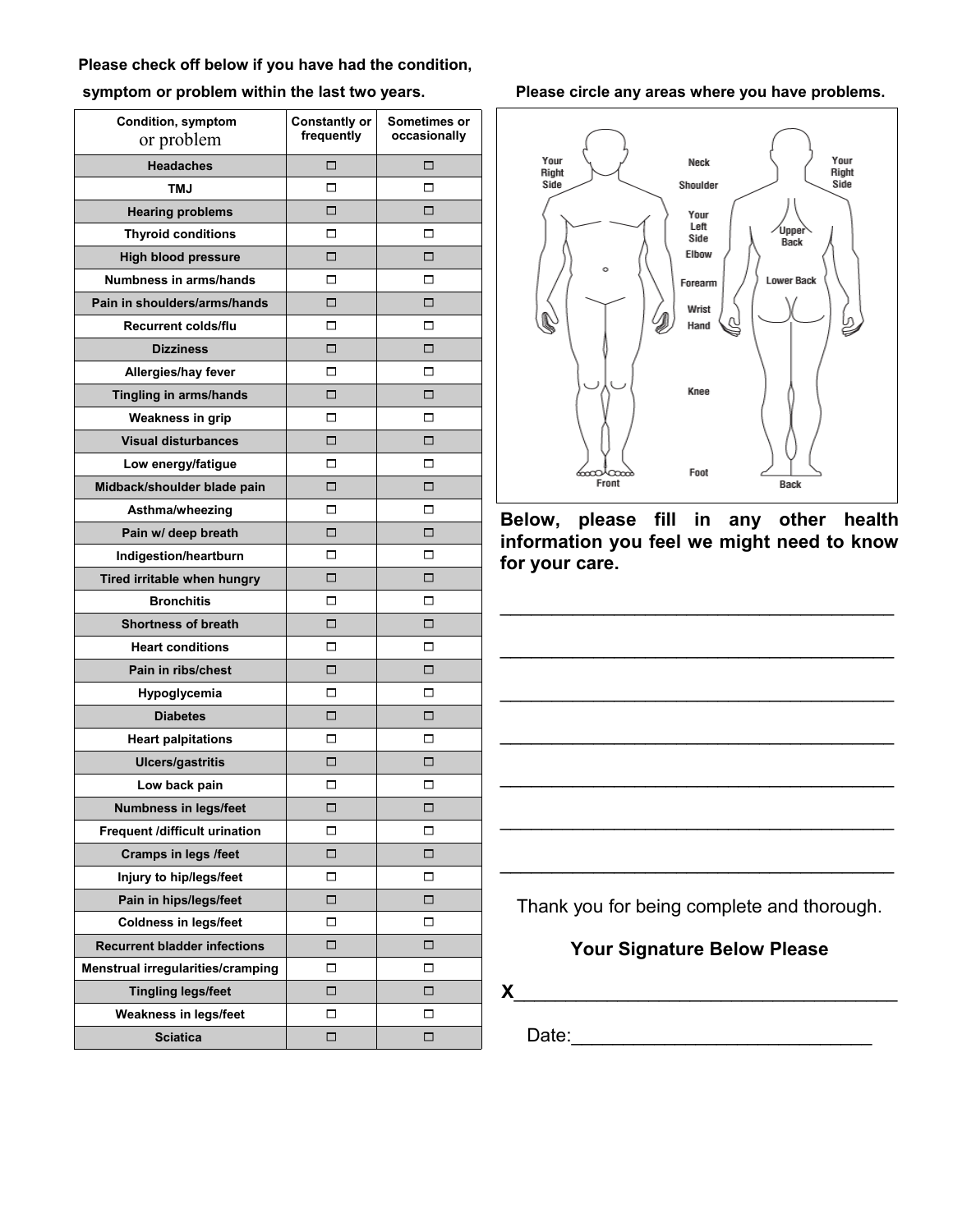**Please check off below if you have had the condition, symptom or problem within the last two years.**

| Condition, symptom or problem | Constantly or frequently | Sometimes or occasionally |
|---|---|---|
| Headaches | ☐ | ☐ |
| TMJ | ☐ | ☐ |
| Hearing problems | ☐ | ☐ |
| Thyroid conditions | ☐ | ☐ |
| High blood pressure | ☐ | ☐ |
| Numbness in arms/hands | ☐ | ☐ |
| Pain in shoulders/arms/hands | ☐ | ☐ |
| Recurrent colds/flu | ☐ | ☐ |
| Dizziness | ☐ | ☐ |
| Allergies/hay fever | ☐ | ☐ |
| Tingling in arms/hands | ☐ | ☐ |
| Weakness in grip | ☐ | ☐ |
| Visual disturbances | ☐ | ☐ |
| Low energy/fatigue | ☐ | ☐ |
| Midback/shoulder blade pain | ☐ | ☐ |
| Asthma/wheezing | ☐ | ☐ |
| Pain w/ deep breath | ☐ | ☐ |
| Indigestion/heartburn | ☐ | ☐ |
| Tired irritable when hungry | ☐ | ☐ |
| Bronchitis | ☐ | ☐ |
| Shortness of breath | ☐ | ☐ |
| Heart conditions | ☐ | ☐ |
| Pain in ribs/chest | ☐ | ☐ |
| Hypoglycemia | ☐ | ☐ |
| Diabetes | ☐ | ☐ |
| Heart palpitations | ☐ | ☐ |
| Ulcers/gastritis | ☐ | ☐ |
| Low back pain | ☐ | ☐ |
| Numbness in legs/feet | ☐ | ☐ |
| Frequent /difficult urination | ☐ | ☐ |
| Cramps in legs /feet | ☐ | ☐ |
| Injury to hip/legs/feet | ☐ | ☐ |
| Pain in hips/legs/feet | ☐ | ☐ |
| Coldness in legs/feet | ☐ | ☐ |
| Recurrent bladder infections | ☐ | ☐ |
| Menstrual irregularities/cramping | ☐ | ☐ |
| Tingling legs/feet | ☐ | ☐ |
| Weakness in legs/feet | ☐ | ☐ |
| Sciatica | ☐ | ☐ |

**Please circle any areas where you have problems.**

Your Right Side
Neck
Shoulder
Your Left Side
Elbow
Forearm
Wrist
Hand
Knee
Foot
Front
Your Right Side
Upper Back
Lower Back
Back

**Below, please fill in any other health information you feel we might need to know for your care.**

_______________________________________________

_______________________________________________

_______________________________________________

_______________________________________________

_______________________________________________

_______________________________________________

_______________________________________________

Thank you for being complete and thorough.

**Your Signature Below Please**

**X**_______________________________________

Date:______________________________